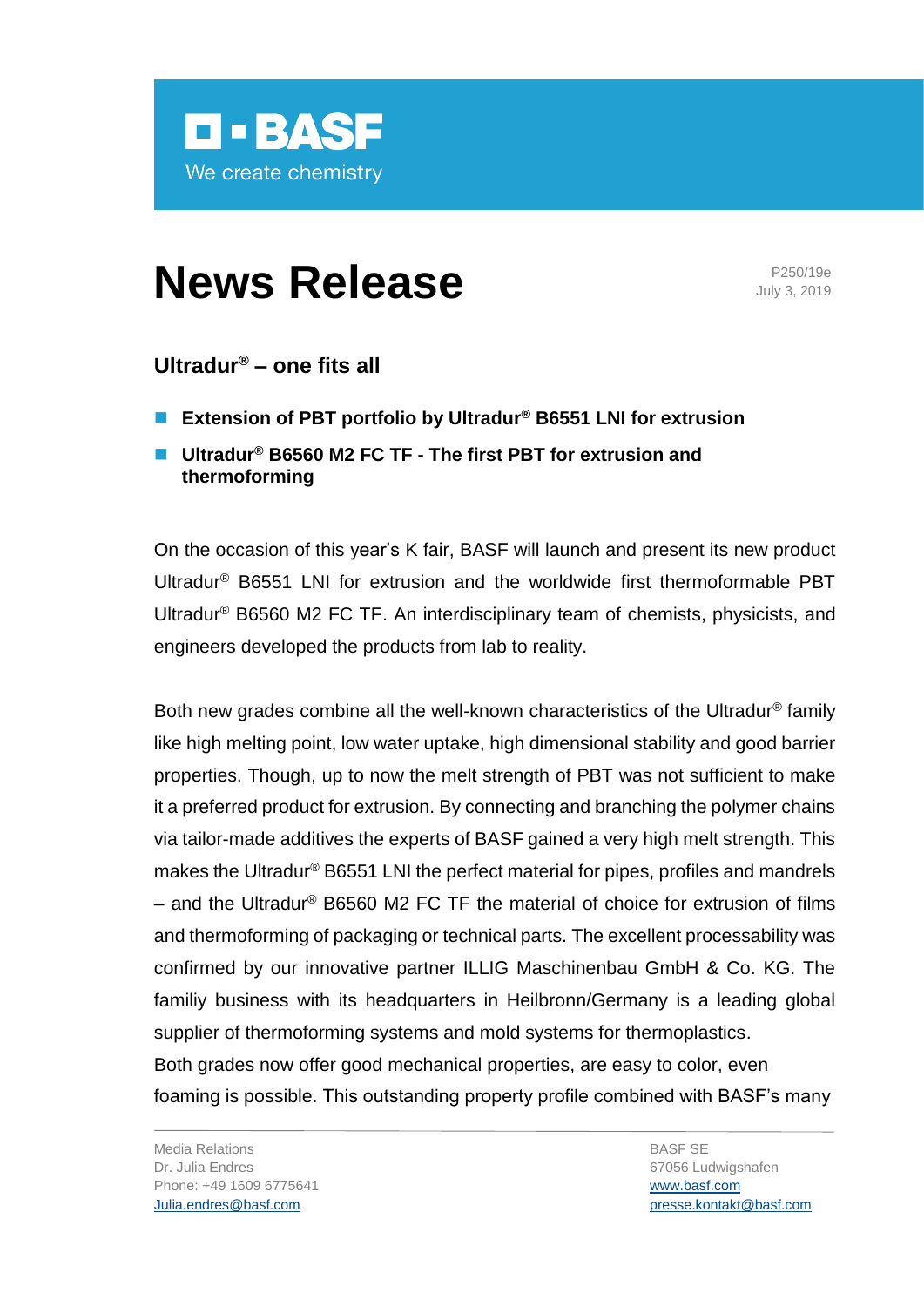BASF
We create chemistry

# News Release

P250/19e
July 3, 2019

## Ultradur® – one fits all

- **Extension of PBT portfolio by Ultradur® B6551 LNI for extrusion**
- **Ultradur® B6560 M2 FC TF - The first PBT for extrusion and thermoforming**

On the occasion of this year's K fair, BASF will launch and present its new product Ultradur® B6551 LNI for extrusion and the worldwide first thermoformable PBT Ultradur® B6560 M2 FC TF. An interdisciplinary team of chemists, physicists, and engineers developed the products from lab to reality.

Both new grades combine all the well-known characteristics of the Ultradur® family like high melting point, low water uptake, high dimensional stability and good barrier properties. Though, up to now the melt strength of PBT was not sufficient to make it a preferred product for extrusion. By connecting and branching the polymer chains via tailor-made additives the experts of BASF gained a very high melt strength. This makes the Ultradur® B6551 LNI the perfect material for pipes, profiles and mandrels – and the Ultradur® B6560 M2 FC TF the material of choice for extrusion of films and thermoforming of packaging or technical parts. The excellent processability was confirmed by our innovative partner ILLIG Maschinenbau GmbH & Co. KG. The familiy business with its headquarters in Heilbronn/Germany is a leading global supplier of thermoforming systems and mold systems for thermoplastics.
Both grades now offer good mechanical properties, are easy to color, even foaming is possible. This outstanding property profile combined with BASF's many

Media Relations
Dr. Julia Endres
Phone: +49 1609 6775641
Julia.endres@basf.com

BASF SE
67056 Ludwigshafen
www.basf.com
presse.kontakt@basf.com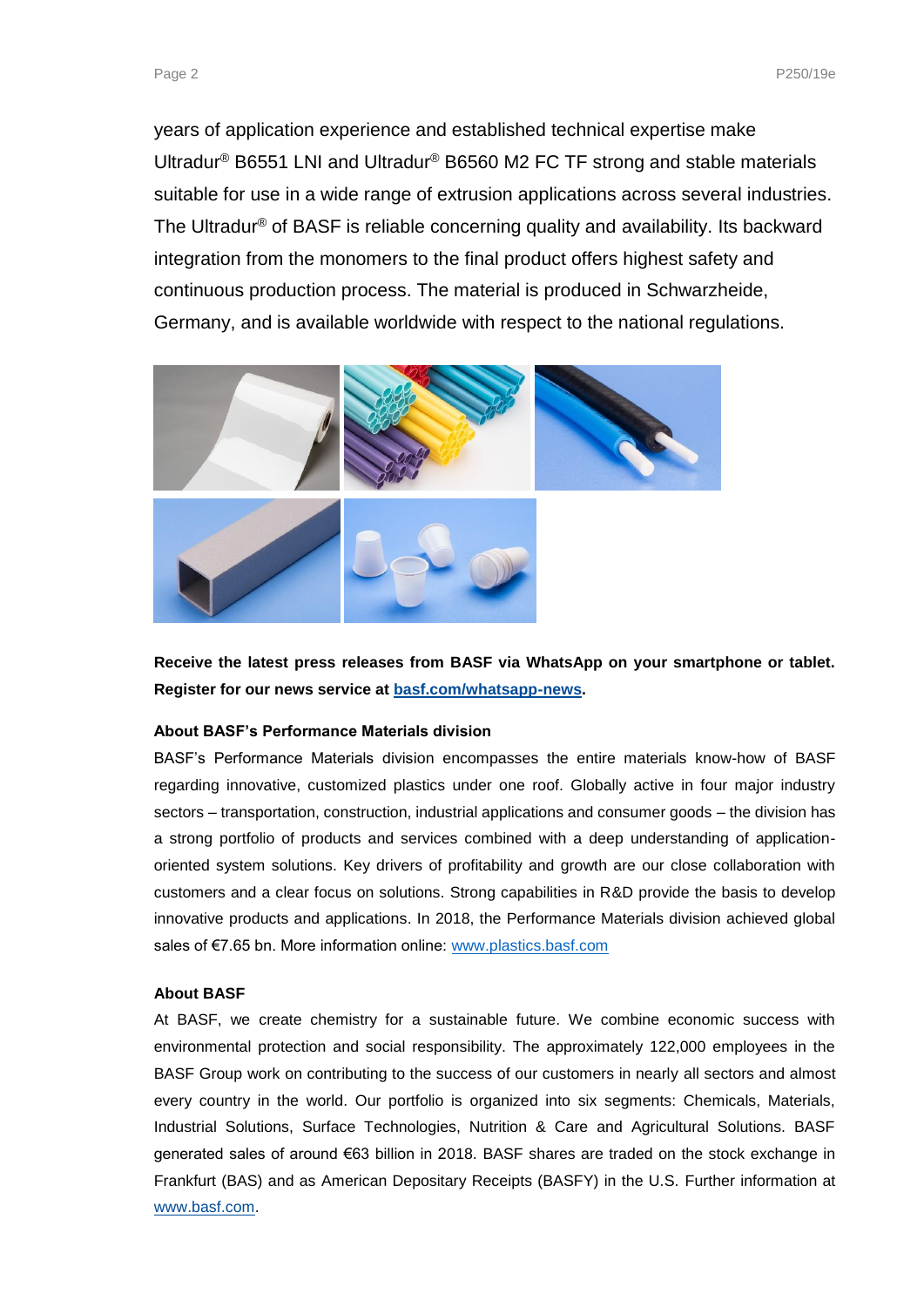years of application experience and established technical expertise make Ultradur® B6551 LNI and Ultradur® B6560 M2 FC TF strong and stable materials suitable for use in a wide range of extrusion applications across several industries. The Ultradur® of BASF is reliable concerning quality and availability. Its backward integration from the monomers to the final product offers highest safety and continuous production process. The material is produced in Schwarzheide, Germany, and is available worldwide with respect to the national regulations.

**Receive the latest press releases from BASF via WhatsApp on your smartphone or tablet. Register for our news service at [basf.com/whatsapp-news](basf.com/whatsapp-news).**

**About BASF's Performance Materials division**

BASF's Performance Materials division encompasses the entire materials know-how of BASF regarding innovative, customized plastics under one roof. Globally active in four major industry sectors – transportation, construction, industrial applications and consumer goods – the division has a strong portfolio of products and services combined with a deep understanding of application-oriented system solutions. Key drivers of profitability and growth are our close collaboration with customers and a clear focus on solutions. Strong capabilities in R&D provide the basis to develop innovative products and applications. In 2018, the Performance Materials division achieved global sales of €7.65 bn. More information online: [www.plastics.basf.com](www.plastics.basf.com)

**About BASF**

At BASF, we create chemistry for a sustainable future. We combine economic success with environmental protection and social responsibility. The approximately 122,000 employees in the BASF Group work on contributing to the success of our customers in nearly all sectors and almost every country in the world. Our portfolio is organized into six segments: Chemicals, Materials, Industrial Solutions, Surface Technologies, Nutrition & Care and Agricultural Solutions. BASF generated sales of around €63 billion in 2018. BASF shares are traded on the stock exchange in Frankfurt (BAS) and as American Depositary Receipts (BASFY) in the U.S. Further information at [www.basf.com](www.basf.com).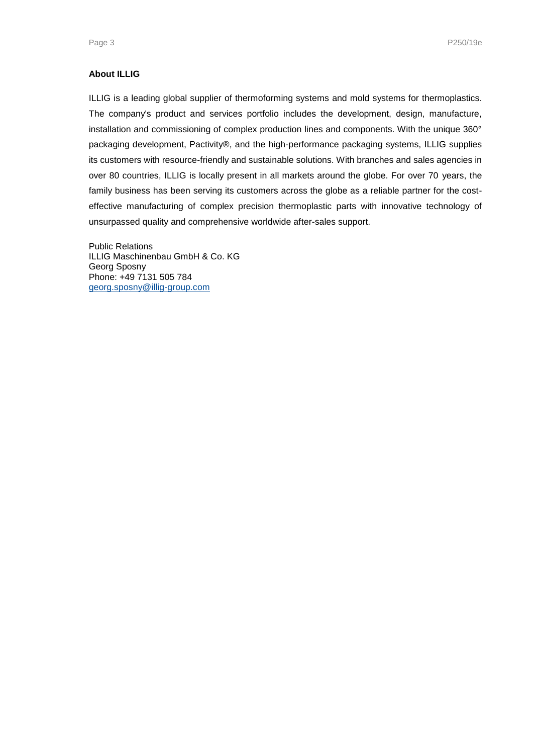**About ILLIG**

ILLIG is a leading global supplier of thermoforming systems and mold systems for thermoplastics. The company's product and services portfolio includes the development, design, manufacture, installation and commissioning of complex production lines and components. With the unique 360° packaging development, Pactivity®, and the high-performance packaging systems, ILLIG supplies its customers with resource-friendly and sustainable solutions. With branches and sales agencies in over 80 countries, ILLIG is locally present in all markets around the globe. For over 70 years, the family business has been serving its customers across the globe as a reliable partner for the cost-effective manufacturing of complex precision thermoplastic parts with innovative technology of unsurpassed quality and comprehensive worldwide after-sales support.

Public Relations
ILLIG Maschinenbau GmbH & Co. KG
Georg Sposny
Phone: +49 7131 505 784
georg.sposny@illig-group.com